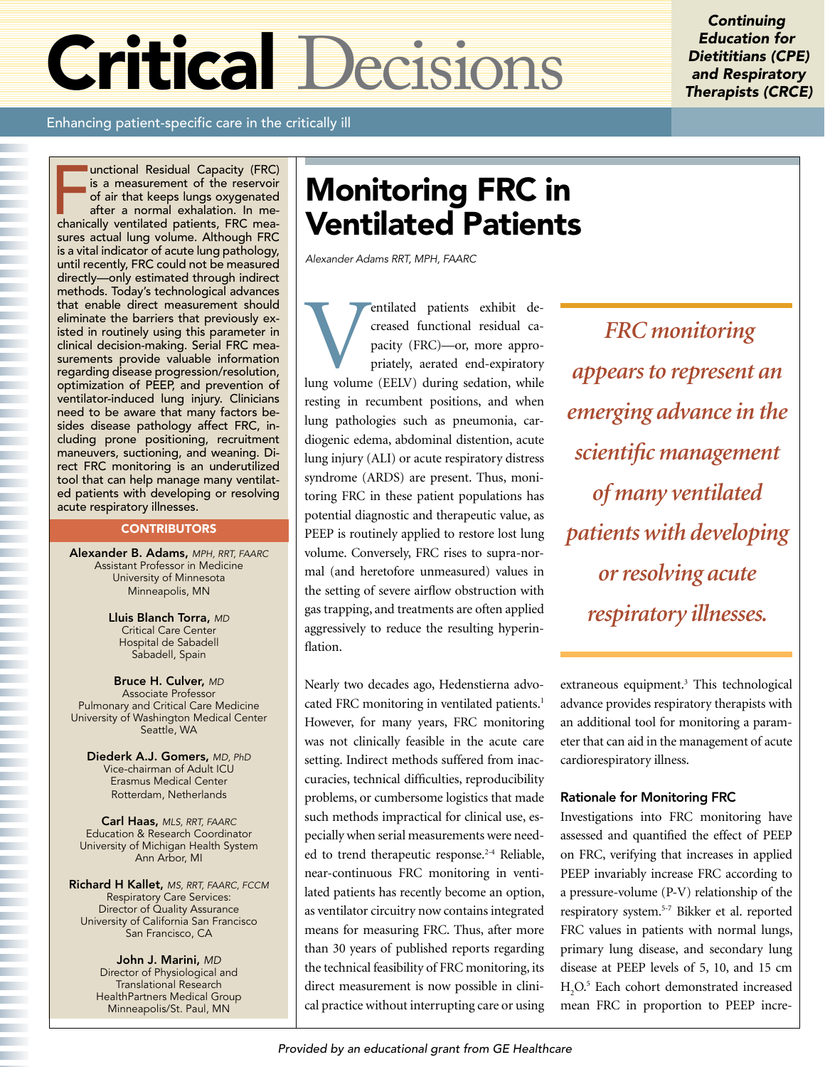# Critical Decisions

*Continuing Education for Dietitians (CPE) and Respiratory Therapists (CRCE)*

Enhancing patient-specific care in the critically ill

Functional Residual Capacity (FRC) is a measurement of the reservoir of air that keeps lungs oxygenated after a normal exhalation. In mechanically ventilated patients, FRC measures actual lung volume. Although FRC is a vital indicator of acute lung pathology, until recently, FRC could not be measured directly—only estimated through indirect methods. Today's technological advances that enable direct measurement should eliminate the barriers that previously existed in routinely using this parameter in clinical decision-making. Serial FRC measurements provide valuable information regarding disease progression/resolution, optimization of PEEP, and prevention of ventilator-induced lung injury. Clinicians need to be aware that many factors besides disease pathology affect FRC, including prone positioning, recruitment maneuvers, suctioning, and weaning. Direct FRC monitoring is an underutilized tool that can help manage many ventilated patients with developing or resolving acute respiratory illnesses.

### CONTRIBUTORS

**Alexander B. Adams,** *MPH, RRT, FAARC*
Assistant Professor in Medicine
University of Minnesota
Minneapolis, MN

**Lluis Blanch Torra,** *MD*
Critical Care Center
Hospital de Sabadell
Sabadell, Spain

**Bruce H. Culver,** *MD*
Associate Professor
Pulmonary and Critical Care Medicine
University of Washington Medical Center
Seattle, WA

**Diederk A.J. Gomers,** *MD, PhD*
Vice-chairman of Adult ICU
Erasmus Medical Center
Rotterdam, Netherlands

**Carl Haas,** *MLS, RRT, FAARC*
Education & Research Coordinator
University of Michigan Health System
Ann Arbor, MI

**Richard H Kallet,** *MS, RRT, FAARC, FCCM*
Respiratory Care Services:
Director of Quality Assurance
University of California San Francisco
San Francisco, CA

**John J. Marini,** *MD*
Director of Physiological and
Translational Research
HealthPartners Medical Group
Minneapolis/St. Paul, MN

# Monitoring FRC in Ventilated Patients

*Alexander Adams RRT, MPH, FAARC*

Ventilated patients exhibit decreased functional residual capacity (FRC)—or, more appropriately, aerated end-expiratory lung volume (EELV) during sedation, while resting in recumbent positions, and when lung pathologies such as pneumonia, cardiogenic edema, abdominal distention, acute lung injury (ALI) or acute respiratory distress syndrome (ARDS) are present. Thus, monitoring FRC in these patient populations has potential diagnostic and therapeutic value, as PEEP is routinely applied to restore lost lung volume. Conversely, FRC rises to supra-normal (and heretofore unmeasured) values in the setting of severe airflow obstruction with gas trapping, and treatments are often applied aggressively to reduce the resulting hyperinflation.

> *FRC monitoring appears to represent an emerging advance in the scientific management of many ventilated patients with developing or resolving acute respiratory illnesses.*

Nearly two decades ago, Hedenstierna advocated FRC monitoring in ventilated patients.[1] However, for many years, FRC monitoring was not clinically feasible in the acute care setting. Indirect methods suffered from inaccuracies, technical difficulties, reproducibility problems, or cumbersome logistics that made such methods impractical for clinical use, especially when serial measurements were needed to trend therapeutic response.[2-4] Reliable, near-continuous FRC monitoring in ventilated patients has recently become an option, as ventilator circuitry now contains integrated means for measuring FRC. Thus, after more than 30 years of published reports regarding the technical feasibility of FRC monitoring, its direct measurement is now possible in clinical practice without interrupting care or using extraneous equipment.[3] This technological advance provides respiratory therapists with an additional tool for monitoring a parameter that can aid in the management of acute cardiorespiratory illness.

### Rationale for Monitoring FRC

Investigations into FRC monitoring have assessed and quantified the effect of PEEP on FRC, verifying that increases in applied PEEP invariably increase FRC according to a pressure-volume (P-V) relationship of the respiratory system.[5-7] Bikker et al. reported FRC values in patients with normal lungs, primary lung disease, and secondary lung disease at PEEP levels of 5, 10, and 15 cm $H_2O$.[5] Each cohort demonstrated increased mean FRC in proportion to PEEP incre-

*Provided by an educational grant from GE Healthcare*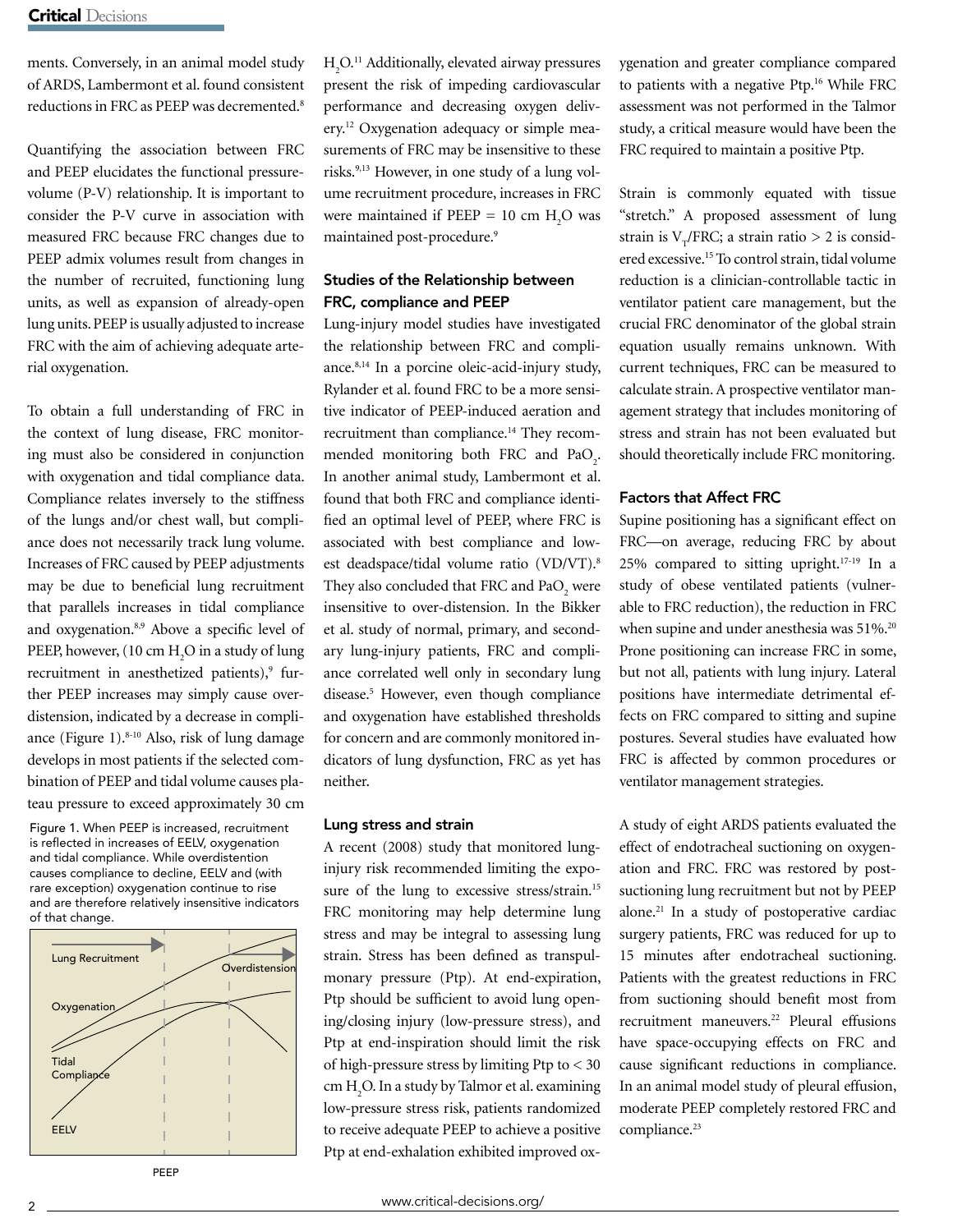ments. Conversely, in an animal model study of ARDS, Lambermont et al. found consistent reductions in FRC as PEEP was decremented.[8]

Quantifying the association between FRC and PEEP elucidates the functional pressure-volume (P-V) relationship. It is important to consider the P-V curve in association with measured FRC because FRC changes due to PEEP admix volumes result from changes in the number of recruited, functioning lung units, as well as expansion of already-open lung units. PEEP is usually adjusted to increase FRC with the aim of achieving adequate arterial oxygenation.

To obtain a full understanding of FRC in the context of lung disease, FRC monitoring must also be considered in conjunction with oxygenation and tidal compliance data. Compliance relates inversely to the stiffness of the lungs and/or chest wall, but compliance does not necessarily track lung volume. Increases of FRC caused by PEEP adjustments may be due to beneficial lung recruitment that parallels increases in tidal compliance and oxygenation.[8,9] Above a specific level of PEEP, however, (10 cm $H_2O$ in a study of lung recruitment in anesthetized patients),[9] further PEEP increases may simply cause over-distension, indicated by a decrease in compliance (Figure 1).[8-10] Also, risk of lung damage develops in most patients if the selected combination of PEEP and tidal volume causes plateau pressure to exceed approximately 30 cm $H_2O$.[11] Additionally, elevated airway pressures present the risk of impeding cardiovascular performance and decreasing oxygen delivery.[12] Oxygenation adequacy or simple measurements of FRC may be insensitive to these risks.[9,13] However, in one study of a lung volume recruitment procedure, increases in FRC were maintained if PEEP = 10 cm $H_2O$ was maintained post-procedure.[9]

Figure 1. When PEEP is increased, recruitment is reflected in increases of EELV, oxygenation and tidal compliance. While overdistention causes compliance to decline, EELV and (with rare exception) oxygenation continue to rise and are therefore relatively insensitive indicators of that change.

## Studies of the Relationship between FRC, compliance and PEEP

Lung-injury model studies have investigated the relationship between FRC and compliance.[8,14] In a porcine oleic-acid-injury study, Rylander et al. found FRC to be a more sensitive indicator of PEEP-induced aeration and recruitment than compliance.[14] They recommended monitoring both FRC and $PaO_2$. In another animal study, Lambermont et al. found that both FRC and compliance identified an optimal level of PEEP, where FRC is associated with best compliance and lowest deadspace/tidal volume ratio (VD/VT).[8] They also concluded that FRC and $PaO_2$ were insensitive to over-distension. In the Bikker et al. study of normal, primary, and secondary lung-injury patients, FRC and compliance correlated well only in secondary lung disease.[5] However, even though compliance and oxygenation have established thresholds for concern and are commonly monitored indicators of lung dysfunction, FRC as yet has neither.

### Lung stress and strain

A recent (2008) study that monitored lung-injury risk recommended limiting the exposure of the lung to excessive stress/strain.[15] FRC monitoring may help determine lung stress and may be integral to assessing lung strain. Stress has been defined as transpulmonary pressure (Ptp). At end-expiration, Ptp should be sufficient to avoid lung opening/closing injury (low-pressure stress), and Ptp at end-inspiration should limit the risk of high-pressure stress by limiting Ptp to < 30 cm $H_2O$. In a study by Talmor et al. examining low-pressure stress risk, patients randomized to receive adequate PEEP to achieve a positive Ptp at end-exhalation exhibited improved oxygenation and greater compliance compared to patients with a negative Ptp.[16] While FRC assessment was not performed in the Talmor study, a critical measure would have been the FRC required to maintain a positive Ptp.

Strain is commonly equated with tissue "stretch." A proposed assessment of lung strain is $V_T$/FRC; a strain ratio > 2 is considered excessive.[15] To control strain, tidal volume reduction is a clinician-controllable tactic in ventilator patient care management, but the crucial FRC denominator of the global strain equation usually remains unknown. With current techniques, FRC can be measured to calculate strain. A prospective ventilator management strategy that includes monitoring of stress and strain has not been evaluated but should theoretically include FRC monitoring.

## Factors that Affect FRC

Supine positioning has a significant effect on FRC—on average, reducing FRC by about 25% compared to sitting upright.[17-19] In a study of obese ventilated patients (vulnerable to FRC reduction), the reduction in FRC when supine and under anesthesia was 51%.[20] Prone positioning can increase FRC in some, but not all, patients with lung injury. Lateral positions have intermediate detrimental effects on FRC compared to sitting and supine postures. Several studies have evaluated how FRC is affected by common procedures or ventilator management strategies.

A study of eight ARDS patients evaluated the effect of endotracheal suctioning on oxygenation and FRC. FRC was restored by post-suctioning lung recruitment but not by PEEP alone.[21] In a study of postoperative cardiac surgery patients, FRC was reduced for up to 15 minutes after endotracheal suctioning. Patients with the greatest reductions in FRC from suctioning should benefit most from recruitment maneuvers.[22] Pleural effusions have space-occupying effects on FRC and cause significant reductions in compliance. In an animal model study of pleural effusion, moderate PEEP completely restored FRC and compliance.[23]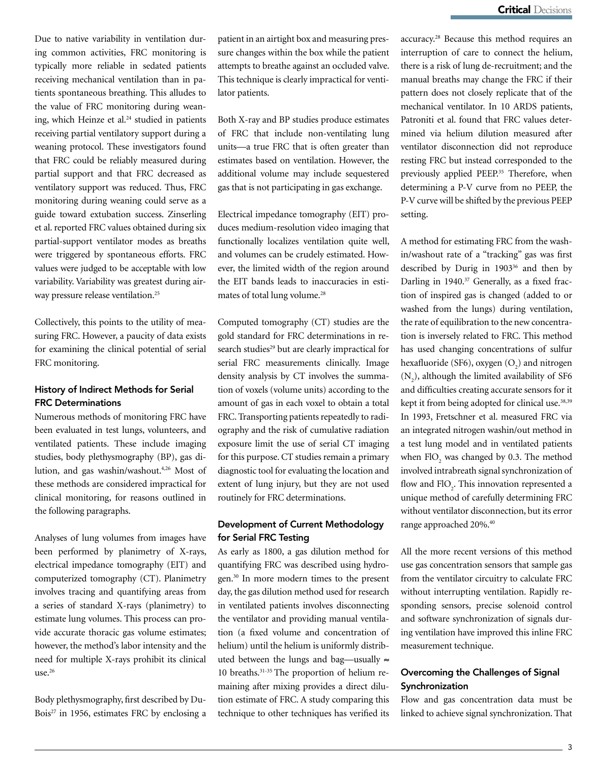Due to native variability in ventilation during common activities, FRC monitoring is typically more reliable in sedated patients receiving mechanical ventilation than in patients spontaneous breathing. This alludes to the value of FRC monitoring during weaning, which Heinze et al.[24] studied in patients receiving partial ventilatory support during a weaning protocol. These investigators found that FRC could be reliably measured during partial support and that FRC decreased as ventilatory support was reduced. Thus, FRC monitoring during weaning could serve as a guide toward extubation success. Zinserling et al. reported FRC values obtained during six partial-support ventilator modes as breaths were triggered by spontaneous efforts. FRC values were judged to be acceptable with low variability. Variability was greatest during airway pressure release ventilation.[25]

Collectively, this points to the utility of measuring FRC. However, a paucity of data exists for examining the clinical potential of serial FRC monitoring.

### History of Indirect Methods for Serial FRC Determinations

Numerous methods of monitoring FRC have been evaluated in test lungs, volunteers, and ventilated patients. These include imaging studies, body plethysmography (BP), gas dilution, and gas washin/washout.[4,26] Most of these methods are considered impractical for clinical monitoring, for reasons outlined in the following paragraphs.

Analyses of lung volumes from images have been performed by planimetry of X-rays, electrical impedance tomography (EIT) and computerized tomography (CT). Planimetry involves tracing and quantifying areas from a series of standard X-rays (planimetry) to estimate lung volumes. This process can provide accurate thoracic gas volume estimates; however, the method's labor intensity and the need for multiple X-rays prohibit its clinical use.[26]

Body plethysmography, first described by DuBois[27] in 1956, estimates FRC by enclosing a patient in an airtight box and measuring pressure changes within the box while the patient attempts to breathe against an occluded valve. This technique is clearly impractical for ventilator patients.

Both X-ray and BP studies produce estimates of FRC that include non-ventilating lung units—a true FRC that is often greater than estimates based on ventilation. However, the additional volume may include sequestered gas that is not participating in gas exchange.

Electrical impedance tomography (EIT) produces medium-resolution video imaging that functionally localizes ventilation quite well, and volumes can be crudely estimated. However, the limited width of the region around the EIT bands leads to inaccuracies in estimates of total lung volume.[28]

Computed tomography (CT) studies are the gold standard for FRC determinations in research studies[29] but are clearly impractical for serial FRC measurements clinically. Image density analysis by CT involves the summation of voxels (volume units) according to the amount of gas in each voxel to obtain a total FRC. Transporting patients repeatedly to radiography and the risk of cumulative radiation exposure limit the use of serial CT imaging for this purpose. CT studies remain a primary diagnostic tool for evaluating the location and extent of lung injury, but they are not used routinely for FRC determinations.

### Development of Current Methodology for Serial FRC Testing

As early as 1800, a gas dilution method for quantifying FRC was described using hydrogen.[30] In more modern times to the present day, the gas dilution method used for research in ventilated patients involves disconnecting the ventilator and providing manual ventilation (a fixed volume and concentration of helium) until the helium is uniformly distributed between the lungs and bag—usually ≈ 10 breaths.[31-35] The proportion of helium remaining after mixing provides a direct dilution estimate of FRC. A study comparing this technique to other techniques has verified its accuracy.[28] Because this method requires an interruption of care to connect the helium, there is a risk of lung de-recruitment; and the manual breaths may change the FRC if their pattern does not closely replicate that of the mechanical ventilator. In 10 ARDS patients, Patroniti et al. found that FRC values determined via helium dilution measured after ventilator disconnection did not reproduce resting FRC but instead corresponded to the previously applied PEEP.[35] Therefore, when determining a P-V curve from no PEEP, the P-V curve will be shifted by the previous PEEP setting.

A method for estimating FRC from the washin/washout rate of a "tracking" gas was first described by Durig in 1903[36] and then by Darling in 1940.[37] Generally, as a fixed fraction of inspired gas is changed (added to or washed from the lungs) during ventilation, the rate of equilibration to the new concentration is inversely related to FRC. This method has used changing concentrations of sulfur hexafluoride (SF6), oxygen ($O_2$) and nitrogen ($N_2$), although the limited availability of SF6 and difficulties creating accurate sensors for it kept it from being adopted for clinical use.[38,39] In 1993, Fretschner et al. measured FRC via an integrated nitrogen washin/out method in a test lung model and in ventilated patients when $FIO_2$ was changed by 0.3. The method involved intrabreath signal synchronization of flow and $FIO_2$. This innovation represented a unique method of carefully determining FRC without ventilator disconnection, but its error range approached 20%.[40]

All the more recent versions of this method use gas concentration sensors that sample gas from the ventilator circuitry to calculate FRC without interrupting ventilation. Rapidly responding sensors, precise solenoid control and software synchronization of signals during ventilation have improved this inline FRC measurement technique.

### Overcoming the Challenges of Signal Synchronization

Flow and gas concentration data must be linked to achieve signal synchronization. That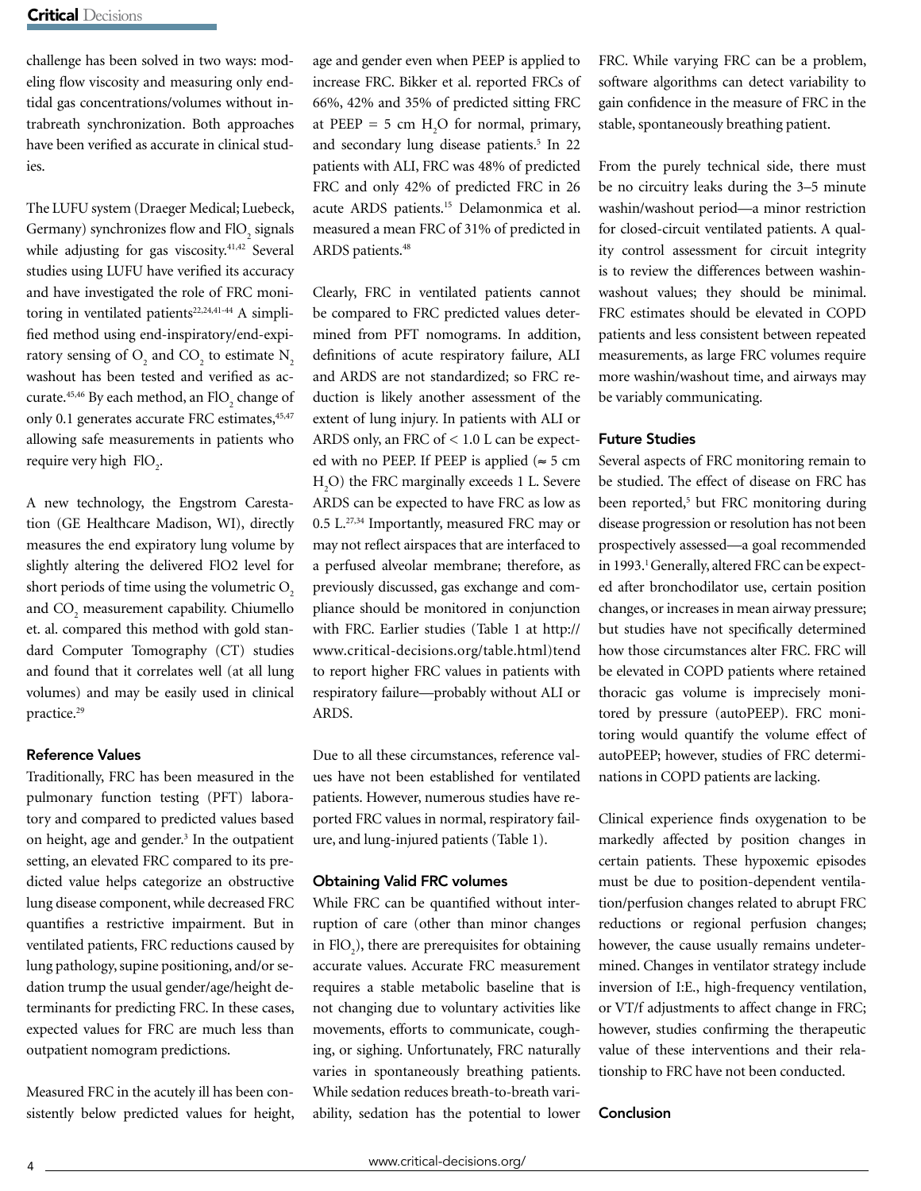challenge has been solved in two ways: modeling flow viscosity and measuring only end-tidal gas concentrations/volumes without intrabreath synchronization. Both approaches have been verified as accurate in clinical studies.

The LUFU system (Draeger Medical; Luebeck, Germany) synchronizes flow and $FIO_2$ signals while adjusting for gas viscosity.[41,42] Several studies using LUFU have verified its accuracy and have investigated the role of FRC monitoring in ventilated patients[22,24,41-44] A simplified method using end-inspiratory/end-expiratory sensing of $O_2$ and $CO_2$ to estimate $N_2$ washout has been tested and verified as accurate.[45,46] By each method, an $FIO_2$ change of only 0.1 generates accurate FRC estimates,[45,47] allowing safe measurements in patients who require very high $FIO_2$.

A new technology, the Engstrom Carestation (GE Healthcare Madison, WI), directly measures the end expiratory lung volume by slightly altering the delivered FlO2 level for short periods of time using the volumetric $O_2$ and $CO_2$ measurement capability. Chiumello et. al. compared this method with gold standard Computer Tomography (CT) studies and found that it correlates well (at all lung volumes) and may be easily used in clinical practice.[29]

## Reference Values

Traditionally, FRC has been measured in the pulmonary function testing (PFT) laboratory and compared to predicted values based on height, age and gender.[3] In the outpatient setting, an elevated FRC compared to its predicted value helps categorize an obstructive lung disease component, while decreased FRC quantifies a restrictive impairment. But in ventilated patients, FRC reductions caused by lung pathology, supine positioning, and/or sedation trump the usual gender/age/height determinants for predicting FRC. In these cases, expected values for FRC are much less than outpatient nomogram predictions.

Measured FRC in the acutely ill has been consistently below predicted values for height, age and gender even when PEEP is applied to increase FRC. Bikker et al. reported FRCs of 66%, 42% and 35% of predicted sitting FRC at PEEP = 5 cm $H_2O$ for normal, primary, and secondary lung disease patients.[5] In 22 patients with ALI, FRC was 48% of predicted FRC and only 42% of predicted FRC in 26 acute ARDS patients.[15] Delamonmica et al. measured a mean FRC of 31% of predicted in ARDS patients.[48]

Clearly, FRC in ventilated patients cannot be compared to FRC predicted values determined from PFT nomograms. In addition, definitions of acute respiratory failure, ALI and ARDS are not standardized; so FRC reduction is likely another assessment of the extent of lung injury. In patients with ALI or ARDS only, an FRC of < 1.0 L can be expected with no PEEP. If PEEP is applied (≈ 5 cm $H_2O$) the FRC marginally exceeds 1 L. Severe ARDS can be expected to have FRC as low as 0.5 L.[27,34] Importantly, measured FRC may or may not reflect airspaces that are interfaced to a perfused alveolar membrane; therefore, as previously discussed, gas exchange and compliance should be monitored in conjunction with FRC. Earlier studies (Table 1 at http://www.critical-decisions.org/table.html)tend to report higher FRC values in patients with respiratory failure—probably without ALI or ARDS.

Due to all these circumstances, reference values have not been established for ventilated patients. However, numerous studies have reported FRC values in normal, respiratory failure, and lung-injured patients (Table 1).

## Obtaining Valid FRC volumes

While FRC can be quantified without interruption of care (other than minor changes in $FIO_2$), there are prerequisites for obtaining accurate values. Accurate FRC measurement requires a stable metabolic baseline that is not changing due to voluntary activities like movements, efforts to communicate, coughing, or sighing. Unfortunately, FRC naturally varies in spontaneously breathing patients. While sedation reduces breath-to-breath variability, sedation has the potential to lower FRC. While varying FRC can be a problem, software algorithms can detect variability to gain confidence in the measure of FRC in the stable, spontaneously breathing patient.

From the purely technical side, there must be no circuitry leaks during the 3–5 minute washin/washout period—a minor restriction for closed-circuit ventilated patients. A quality control assessment for circuit integrity is to review the differences between washin-washout values; they should be minimal. FRC estimates should be elevated in COPD patients and less consistent between repeated measurements, as large FRC volumes require more washin/washout time, and airways may be variably communicating.

## Future Studies

Several aspects of FRC monitoring remain to be studied. The effect of disease on FRC has been reported,[5] but FRC monitoring during disease progression or resolution has not been prospectively assessed—a goal recommended in 1993.[1] Generally, altered FRC can be expected after bronchodilator use, certain position changes, or increases in mean airway pressure; but studies have not specifically determined how those circumstances alter FRC. FRC will be elevated in COPD patients where retained thoracic gas volume is imprecisely monitored by pressure (autoPEEP). FRC monitoring would quantify the volume effect of autoPEEP; however, studies of FRC determinations in COPD patients are lacking.

Clinical experience finds oxygenation to be markedly affected by position changes in certain patients. These hypoxemic episodes must be due to position-dependent ventilation/perfusion changes related to abrupt FRC reductions or regional perfusion changes; however, the cause usually remains undetermined. Changes in ventilator strategy include inversion of I:E., high-frequency ventilation, or VT/f adjustments to affect change in FRC; however, studies confirming the therapeutic value of these interventions and their relationship to FRC have not been conducted.

## Conclusion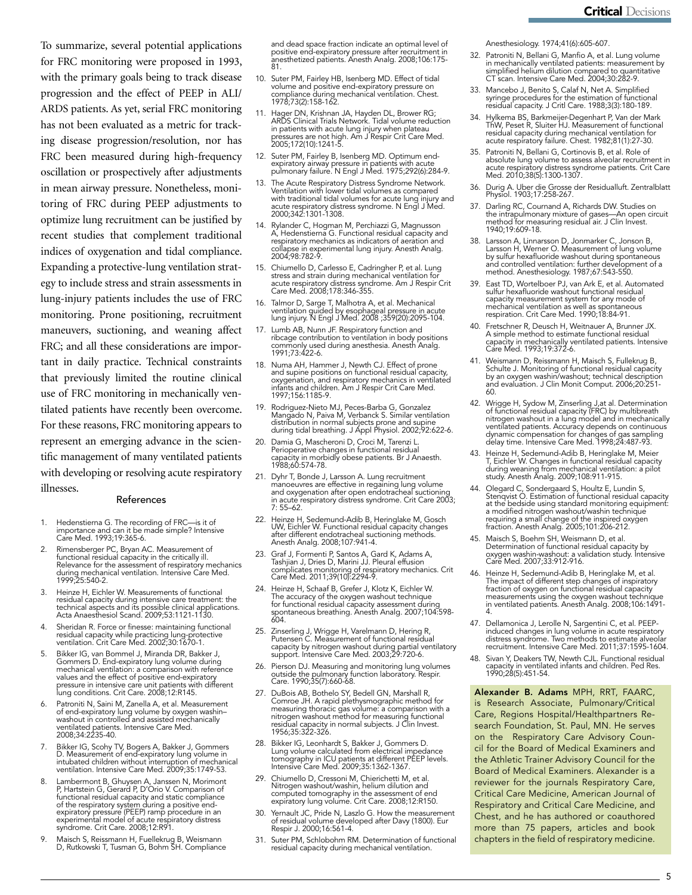To summarize, several potential applications for FRC monitoring were proposed in 1993, with the primary goals being to track disease progression and the effect of PEEP in ALI/ARDS patients. As yet, serial FRC monitoring has not been evaluated as a metric for tracking disease progression/resolution, nor has FRC been measured during high-frequency oscillation or prospectively after adjustments in mean airway pressure. Nonetheless, monitoring of FRC during PEEP adjustments to optimize lung recruitment can be justified by recent studies that complement traditional indices of oxygenation and tidal compliance. Expanding a protective-lung ventilation strategy to include stress and strain assessments in lung-injury patients includes the use of FRC monitoring. Prone positioning, recruitment maneuvers, suctioning, and weaning affect FRC; and all these considerations are important in daily practice. Technical constraints that previously limited the routine clinical use of FRC monitoring in mechanically ventilated patients have recently been overcome. For these reasons, FRC monitoring appears to represent an emerging advance in the scientific management of many ventilated patients with developing or resolving acute respiratory illnesses.

## References

1. Hedenstierna G. The recording of FRC—is it of importance and can it be made simple? Intensive Care Med. 1993;19:365-6.
2. Rimensberger PC, Bryan AC. Measurement of functional residual capacity in the critically ill. Relevance for the assessment of respiratory mechanics during mechanical ventilation. Intensive Care Med. 1999;25:540-2.
3. Heinze H, Eichler W. Measurements of functional residual capacity during intensive care treatment: the technical aspects and its possible clinical applications. Acta Anaesthesiol Scand. 2009;53:1121-1130.
4. Sheridan R. Force or finesse: maintaining functional residual capacity while practicing lung-protective ventilation. Crit Care Med. 2002;30:1670-1.
5. Bikker IG, van Bommel J, Miranda DR, Bakker J, Gommers D. End-expiratory lung volume during mechanical ventilation: a comparison with reference values and the effect of positive end-expiratory pressure in intensive care unit patients with different lung conditions. Crit Care. 2008;12:R145.
6. Patroniti N, Saini M, Zanella A, et al. Measurement of end-expiratory lung volume by oxygen washin–washout in controlled and assisted mechanically ventilated patients. Intensive Care Med. 2008;34:2235-40.
7. Bikker IG, Scohy TV, Bogers A, Bakker J, Gommers D. Measurement of end-expiratory lung volume in intubated children without interruption of mechanical ventilation. Intensive Care Med. 2009;35:1749-53.
8. Lambermont B, Ghuysen A, Janssen N, Morimont P, Hartstein G, Gerard P, D'Orio V. Comparison of functional residual capacity and static compliance of the respiratory system during a positive end-expiratory pressure (PEEP) ramp procedure in an experimental model of acute respiratory distress syndrome. Crit Care. 2008;12:R91.
9. Maisch S, Reissmann H, Fuellekrug B, Weismann D, Rutkowski T, Tusman G, Bohm SH. Compliance and dead space fraction indicate an optimal level of positive end-expiratory pressure after recruitment in anesthetized patients. Anesth Analg. 2008;106:175-81.
10. Suter PM, Fairley HB, Isenberg MD. Effect of tidal volume and positive end-expiratory pressure on compliance during mechanical ventilation. Chest. 1978;73(2):158-162.
11. Hager DN, Krishnan JA, Hayden DL, Brower RG; ARDS Clinical Trials Network. Tidal volume reduction in patients with acute lung injury when plateau pressures are not high. Am J Respir Crit Care Med. 2005;172(10):1241-5.
12. Suter PM, Fairley B, Isenberg MD. Optimum end-expiratory airway pressure in patients with acute pulmonary failure. N Engl J Med. 1975;292(6):284-9.
13. The Acute Respiratory Distress Syndrome Network. Ventilation with lower tidal volumes as compared with traditional tidal volumes for acute lung injury and acute respiratory distress syndrome. N Engl J Med. 2000;342:1301-1308.
14. Rylander C, Hogman M, Perchiazzi G, Magnusson A, Hedenstierna G. Functional residual capacity and respiratory mechanics as indicators of aeration and collapse in experimental lung injury. Anesth Analg. 2004;98:782-9.
15. Chiumello D, Carlesso E, Cadringher P, et al. Lung stress and strain during mechanical ventilation for acute respiratory distress syndrome. Am J Respir Crit Care Med. 2008;178:346-355.
16. Talmor D, Sarge T, Malhotra A, et al. Mechanical ventilation guided by esophageal pressure in acute lung injury. N Engl J Med. 2008 ;359(20):2095-104.
17. Lumb AB, Nunn JF. Respiratory function and ribcage contribution to ventilation in body positions commonly used during anesthesia. Anesth Analg. 1991;73:422-6.
18. Numa AH, Hammer J, Newth CJ. Effect of prone and supine positions on functional residual capacity, oxygenation, and respiratory mechanics in ventilated infants and children. Am J Respir Crit Care Med. 1997;156:1185-9.
19. Rodriguez-Nieto MJ, Peces-Barba G, Gonzalez Mangado N, Paiva M, Verbanck S. Similar ventilation distribution in normal subjects prone and supine during tidal breathing. J Appl Physiol. 2002;92:622-6.
20. Damia G, Mascheroni D, Croci M, Tarenzi L. Perioperative changes in functional residual capacity in morbidly obese patients. Br J Anaesth. 1988;60:574-78.
21. Dyhr T, Bonde J, Larsson A. Lung recruitment manoeuvres are effective in regaining lung volume and oxygenation after open endotracheal suctioning in acute respiratory distress syndrome. Crit Care 2003; 7: 55–62.
22. Heinze H, Sedemund-Adib B, Heringlake M, Gosch UW, Eichler W. Functional residual capacity changes after different endotracheal suctioning methods. Anesth Analg. 2008;107:941-4.
23. Graf J, Formenti P, Santos A, Gard K, Adams A, Tashjian J, Dries D, Marini JJ. Pleural effusion complicates monitoring of respiratory mechanics. Crit Care Med. 2011;39(10):2294-9.
24. Heinze H, Schaaf B, Grefer J, Klotz K, Eichler W. The accuracy of the oxygen washout technique for functional residual capacity assessment during spontaneous breathing. Anesth Analg. 2007;104:598-604.
25. Zinserling J, Wrigge H, Varelmann D, Hering R, Putensen C. Measurement of functional residual capacity by nitrogen washout during partial ventilatory support. Intensive Care Med. 2003;29:720-6.
26. Pierson DJ. Measuring and monitoring lung volumes outside the pulmonary function laboratory. Respir. Care. 1990;35(7):660-68.
27. DuBois AB, Bothelo SY, Bedell GN, Marshall R, Comroe JH. A rapid plethysmographic method for measuring thoracic gas volume: a comparison with a nitrogen washout method for measuring functional residual capacity in normal subjects. J Clin Invest. 1956;35:322-326.
28. Bikker IG, Leonhardt S, Bakker J, Gommers D. Lung volume calculated from electrical impedance tomography in ICU patients at different PEEP levels. Intensive Care Med. 2009;35:1362-1367.
29. Chiumello D, Cressoni M, Chierichetti M, et al. Nitrogen washout/washin, helium dilution and computed tomography in the assessment of end expiratory lung volume. Crit. Care. 2008;12:R150.
30. Yernault JC, Pride N, Laszlo G. How the measurement of residual volume developed after Davy (1800). Eur Respir J. 2000;16:561-4.
31. Suter PM, Schlobohm RM. Determination of functional residual capacity during mechanical ventilation. Anesthesiology. 1974;41(6):605-607.
32. Patroniti N, Bellani G, Manfio A, et al. Lung volume in mechanically ventilated patients: measurement by simplified helium dilution compared to quantitative CT scan. Intensive Care Med. 2004;30:282-9.
33. Mancebo J, Benito S, Calaf N, Net A. Simplified syringe procedures for the estimation of functional residual capacity. J Critl Care. 1988;3(3):180-189.
34. Hylkema BS, Barkmeijer-Degenhart P, Van der Mark ThW, Peset R, Sluiter HJ. Measurement of functional residual capacity during mechanical ventilation for acute respiratory failure. Chest. 1982;81(1):27-30.
35. Patroniti N, Bellani G, Cortinovis B, et al. Role of absolute lung volume to assess alveolar recruitment in acute respiratory distress syndrome patients. Crit Care Med. 2010;38(5):1300-1307.
36. Durig A. Uber die Grosse der Residualluft. Zentralblatt Physiol. 1903;17:258-267.
37. Darling RC, Cournand A, Richards DW. Studies on the intrapulmonary mixture of gases—An open circuit method for measuring residual air. J Clin Invest. 1940;19:609-18.
38. Larsson A, Linnarsson D, Jonmarker C, Jonson B, Larsson H, Werner O. Measurement of lung volume by sulfur hexafluoride washout during spontaneous and controlled ventilation: further development of a method. Anesthesiology. 1987;67:543-550.
39. East TD, Wortelboer PJ, van Ark E, et al. Automated sulfur hexafluoride washout functional residual capacity measurement system for any mode of mechanical ventilation as well as spontaneous respiration. Crit Care Med. 1990;18:84-91.
40. Fretschner R, Deusch H, Weitnauer A, Brunner JX. A simple method to estimate functional residual capacity in mechanically ventilated patients. Intensive Care Med. 1993;19:372-6.
41. Weismann D, Reissmann H, Maisch S, Fullekrug B, Schulte J. Monitoring of functional residual capacity by an oxygen washin/washout; technical description and evaluation. J Clin Monit Comput. 2006;20:251-60.
42. Wrigge H, Sydow M, Zinserling J,at al. Determination of functional residual capacity (FRC) by multibreath nitrogen washout in a lung model and in mechanically ventilated patients. Accuracy depends on continuous dynamic compensation for changes of gas sampling delay time. Intensive Care Med. 1998;24:487-93.
43. Heinze H, Sedemund-Adib B, Heringlake M, Meier T, Eichler W. Changes in functional residual capacity during weaning from mechanical ventilation: a pilot study. Anesth Analg. 2009;108:911-915.
44. Olegard C, Sondergaard S, Houltz E, Lundin S, Stenqvist O. Estimation of functional residual capacity at the bedside using standard monitoring equipment: a modified nitrogen washout/washin technique requiring a small change of the inspired oxygen fraction. Anesth Analg. 2005;101:206-212.
45. Maisch S, Boehm SH, Weismann D, et al. Determination of functional residual capacity by oxygen washin-washout: a validation study. Intensive Care Med. 2007;33:912-916.
46. Heinze H, Sedemund-Adib B, Heringlake M, et al. The impact of different step changes of inspiratory fraction of oxygen on functional residual capacity measurements using the oxygen washout technique in ventilated patients. Anesth Analg. 2008;106:1491-4.
47. Dellamonica J, Lerolle N, Sargentini C, et al. PEEP-induced changes in lung volume in acute respiratory distress syndrome. Two methods to estimate alveolar recruitment. Intensive Care Med. 2011;37:1595-1604.
48. Sivan Y, Deakers TW, Newth CJL. Functional residual capacity in ventilated infants and children. Ped Res. 1990;28(5):451-54.

**Alexander B. Adams** MPH, RRT, FAARC, is Research Associate, Pulmonary/Critical Care, Regions Hospital/Healthpartners Research Foundation, St. Paul, MN. He serves on the Respiratory Care Advisory Council for the Board of Medical Examiners and the Athletic Trainer Advisory Council for the Board of Medical Examiners. Alexander is a reviewer for the journals Respiratory Care, Critical Care Medicine, American Journal of Respiratory and Critical Care Medicine, and Chest, and he has authored or coauthored more than 75 papers, articles and book chapters in the field of respiratory medicine.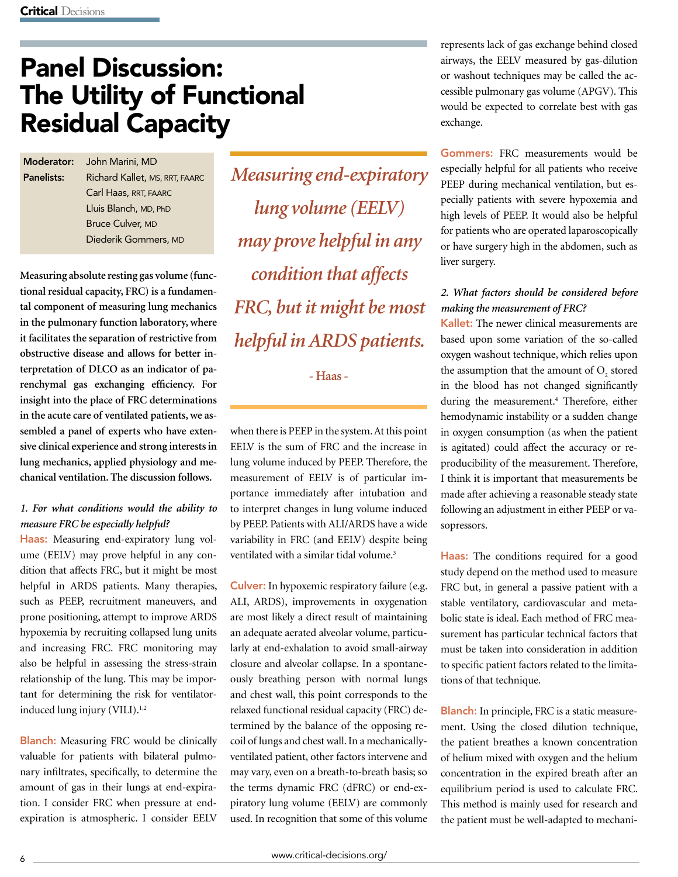# Panel Discussion: The Utility of Functional Residual Capacity

**Moderator:** John Marini, MD

**Panelists:** Richard Kallet, MS, RRT, FAARC; Carl Haas, RRT, FAARC; Lluis Blanch, MD, PhD; Bruce Culver, MD; Diederik Gommers, MD

**Measuring absolute resting gas volume (functional residual capacity, FRC) is a fundamental component of measuring lung mechanics in the pulmonary function laboratory, where it facilitates the separation of restrictive from obstructive disease and allows for better interpretation of DLCO as an indicator of parenchymal gas exchanging efficiency. For insight into the place of FRC determinations in the acute care of ventilated patients, we assembled a panel of experts who have extensive clinical experience and strong interests in lung mechanics, applied physiology and mechanical ventilation. The discussion follows.**

*1. For what conditions would the ability to measure FRC be especially helpful?*

**Haas:** Measuring end-expiratory lung volume (EELV) may prove helpful in any condition that affects FRC, but it might be most helpful in ARDS patients. Many therapies, such as PEEP, recruitment maneuvers, and prone positioning, attempt to improve ARDS hypoxemia by recruiting collapsed lung units and increasing FRC. FRC monitoring may also be helpful in assessing the stress-strain relationship of the lung. This may be important for determining the risk for ventilator-induced lung injury (VILI).[1,2]

> *Measuring end-expiratory lung volume (EELV) may prove helpful in any condition that affects FRC, but it might be most helpful in ARDS patients.*
>
> \- Haas -

**Blanch:** Measuring FRC would be clinically valuable for patients with bilateral pulmonary infiltrates, specifically, to determine the amount of gas in their lungs at end-expiration. I consider FRC when pressure at end-expiration is atmospheric. I consider EELV when there is PEEP in the system. At this point EELV is the sum of FRC and the increase in lung volume induced by PEEP. Therefore, the measurement of EELV is of particular importance immediately after intubation and to interpret changes in lung volume induced by PEEP. Patients with ALI/ARDS have a wide variability in FRC (and EELV) despite being ventilated with a similar tidal volume.[3]

**Culver:** In hypoxemic respiratory failure (e.g. ALI, ARDS), improvements in oxygenation are most likely a direct result of maintaining an adequate aerated alveolar volume, particularly at end-exhalation to avoid small-airway closure and alveolar collapse. In a spontaneously breathing person with normal lungs and chest wall, this point corresponds to the relaxed functional residual capacity (FRC) determined by the balance of the opposing recoil of lungs and chest wall. In a mechanically-ventilated patient, other factors intervene and may vary, even on a breath-to-breath basis; so the terms dynamic FRC (dFRC) or end-expiratory lung volume (EELV) are commonly used. In recognition that some of this volume represents lack of gas exchange behind closed airways, the EELV measured by gas-dilution or washout techniques may be called the accessible pulmonary gas volume (APGV). This would be expected to correlate best with gas exchange.

**Gommers:** FRC measurements would be especially helpful for all patients who receive PEEP during mechanical ventilation, but especially patients with severe hypoxemia and high levels of PEEP. It would also be helpful for patients who are operated laparoscopically or have surgery high in the abdomen, such as liver surgery.

*2. What factors should be considered before making the measurement of FRC?*

**Kallet:** The newer clinical measurements are based upon some variation of the so-called oxygen washout technique, which relies upon the assumption that the amount of $O_2$ stored in the blood has not changed significantly during the measurement.[4] Therefore, either hemodynamic instability or a sudden change in oxygen consumption (as when the patient is agitated) could affect the accuracy or reproducibility of the measurement. Therefore, I think it is important that measurements be made after achieving a reasonable steady state following an adjustment in either PEEP or vasopressors.

**Haas:** The conditions required for a good study depend on the method used to measure FRC but, in general a passive patient with a stable ventilatory, cardiovascular and metabolic state is ideal. Each method of FRC measurement has particular technical factors that must be taken into consideration in addition to specific patient factors related to the limitations of that technique.

**Blanch:** In principle, FRC is a static measurement. Using the closed dilution technique, the patient breathes a known concentration of helium mixed with oxygen and the helium concentration in the expired breath after an equilibrium period is used to calculate FRC. This method is mainly used for research and the patient must be well-adapted to mechani-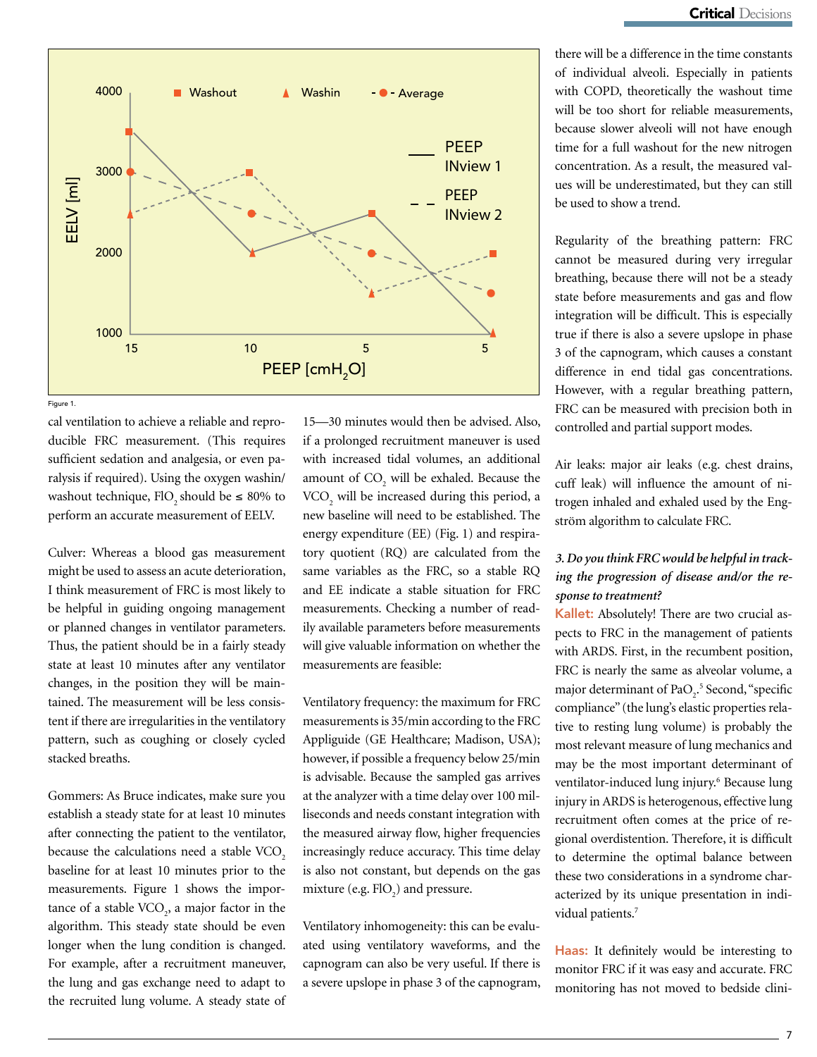Figure 1.

cal ventilation to achieve a reliable and reproducible FRC measurement. (This requires sufficient sedation and analgesia, or even paralysis if required). Using the oxygen washin/washout technique, $FIO_2$ should be ≤ 80% to perform an accurate measurement of EELV.

Culver: Whereas a blood gas measurement might be used to assess an acute deterioration, I think measurement of FRC is most likely to be helpful in guiding ongoing management or planned changes in ventilator parameters. Thus, the patient should be in a fairly steady state at least 10 minutes after any ventilator changes, in the position they will be maintained. The measurement will be less consistent if there are irregularities in the ventilatory pattern, such as coughing or closely cycled stacked breaths.

Gommers: As Bruce indicates, make sure you establish a steady state for at least 10 minutes after connecting the patient to the ventilator, because the calculations need a stable $VCO_2$ baseline for at least 10 minutes prior to the measurements. Figure 1 shows the importance of a stable $VCO_2$, a major factor in the algorithm. This steady state should be even longer when the lung condition is changed. For example, after a recruitment maneuver, the lung and gas exchange need to adapt to the recruited lung volume. A steady state of 15—30 minutes would then be advised. Also, if a prolonged recruitment maneuver is used with increased tidal volumes, an additional amount of $CO_2$ will be exhaled. Because the $VCO_2$ will be increased during this period, a new baseline will need to be established. The energy expenditure (EE) (Fig. 1) and respiratory quotient (RQ) are calculated from the same variables as the FRC, so a stable RQ and EE indicate a stable situation for FRC measurements. Checking a number of readily available parameters before measurements will give valuable information on whether the measurements are feasible:

Ventilatory frequency: the maximum for FRC measurements is 35/min according to the FRC Appliguide (GE Healthcare; Madison, USA); however, if possible a frequency below 25/min is advisable. Because the sampled gas arrives at the analyzer with a time delay over 100 milliseconds and needs constant integration with the measured airway flow, higher frequencies increasingly reduce accuracy. This time delay is also not constant, but depends on the gas mixture (e.g. $FIO_2$) and pressure.

Ventilatory inhomogeneity: this can be evaluated using ventilatory waveforms, and the capnogram can also be very useful. If there is a severe upslope in phase 3 of the capnogram, there will be a difference in the time constants of individual alveoli. Especially in patients with COPD, theoretically the washout time will be too short for reliable measurements, because slower alveoli will not have enough time for a full washout for the new nitrogen concentration. As a result, the measured values will be underestimated, but they can still be used to show a trend.

Regularity of the breathing pattern: FRC cannot be measured during very irregular breathing, because there will not be a steady state before measurements and gas and flow integration will be difficult. This is especially true if there is also a severe upslope in phase 3 of the capnogram, which causes a constant difference in end tidal gas concentrations. However, with a regular breathing pattern, FRC can be measured with precision both in controlled and partial support modes.

Air leaks: major air leaks (e.g. chest drains, cuff leak) will influence the amount of nitrogen inhaled and exhaled used by the Engström algorithm to calculate FRC.

***3. Do you think FRC would be helpful in tracking the progression of disease and/or the response to treatment?***

**Kallet:** Absolutely! There are two crucial aspects to FRC in the management of patients with ARDS. First, in the recumbent position, FRC is nearly the same as alveolar volume, a major determinant of $PaO_2$.[5] Second, "specific compliance" (the lung's elastic properties relative to resting lung volume) is probably the most relevant measure of lung mechanics and may be the most important determinant of ventilator-induced lung injury.[6] Because lung injury in ARDS is heterogenous, effective lung recruitment often comes at the price of regional overdistention. Therefore, it is difficult to determine the optimal balance between these two considerations in a syndrome characterized by its unique presentation in individual patients.[7]

**Haas:** It definitely would be interesting to monitor FRC if it was easy and accurate. FRC monitoring has not moved to bedside clini-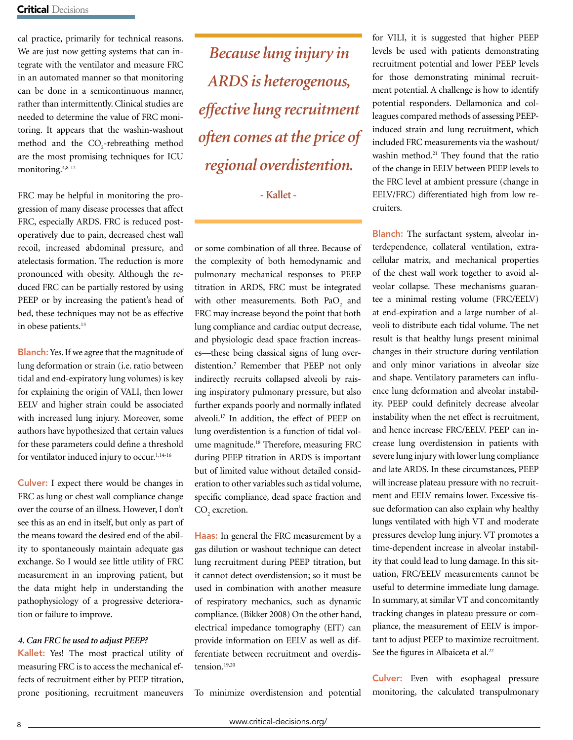cal practice, primarily for technical reasons. We are just now getting systems that can integrate with the ventilator and measure FRC in an automated manner so that monitoring can be done in a semicontinuous manner, rather than intermittently. Clinical studies are needed to determine the value of FRC monitoring. It appears that the washin-washout method and the $CO_2$-rebreathing method are the most promising techniques for ICU monitoring.[4,8-12]

FRC may be helpful in monitoring the progression of many disease processes that affect FRC, especially ARDS. FRC is reduced postoperatively due to pain, decreased chest wall recoil, increased abdominal pressure, and atelectasis formation. The reduction is more pronounced with obesity. Although the reduced FRC can be partially restored by using PEEP or by increasing the patient's head of bed, these techniques may not be as effective in obese patients.[13]

**Blanch:** Yes. If we agree that the magnitude of lung deformation or strain (i.e. ratio between tidal and end-expiratory lung volumes) is key for explaining the origin of VALI, then lower EELV and higher strain could be associated with increased lung injury. Moreover, some authors have hypothesized that certain values for these parameters could define a threshold for ventilator induced injury to occur.[1,14-16]

**Culver:** I expect there would be changes in FRC as lung or chest wall compliance change over the course of an illness. However, I don't see this as an end in itself, but only as part of the means toward the desired end of the ability to spontaneously maintain adequate gas exchange. So I would see little utility of FRC measurement in an improving patient, but the data might help in understanding the pathophysiology of a progressive deterioration or failure to improve.

*4. Can FRC be used to adjust PEEP?*

**Kallet:** Yes! The most practical utility of measuring FRC is to access the mechanical effects of recruitment either by PEEP titration, prone positioning, recruitment maneuvers or some combination of all three. Because of the complexity of both hemodynamic and pulmonary mechanical responses to PEEP titration in ARDS, FRC must be integrated with other measurements. Both $PaO_2$ and FRC may increase beyond the point that both lung compliance and cardiac output decrease, and physiologic dead space fraction increases—these being classical signs of lung overdistention.[7] Remember that PEEP not only indirectly recruits collapsed alveoli by raising inspiratory pulmonary pressure, but also further expands poorly and normally inflated alveoli.[17] In addition, the effect of PEEP on lung overdistention is a function of tidal volume magnitude.[18] Therefore, measuring FRC during PEEP titration in ARDS is important but of limited value without detailed consideration to other variables such as tidal volume, specific compliance, dead space fraction and $CO_2$ excretion.

> *Because lung injury in ARDS is heterogenous, effective lung recruitment often comes at the price of regional overdistention.*
>
> - Kallet -

**Haas:** In general the FRC measurement by a gas dilution or washout technique can detect lung recruitment during PEEP titration, but it cannot detect overdistension; so it must be used in combination with another measure of respiratory mechanics, such as dynamic compliance. (Bikker 2008) On the other hand, electrical impedance tomography (EIT) can provide information on EELV as well as differentiate between recruitment and overdistension.[19,20]

To minimize overdistension and potential for VILI, it is suggested that higher PEEP levels be used with patients demonstrating recruitment potential and lower PEEP levels for those demonstrating minimal recruitment potential. A challenge is how to identify potential responders. Dellamonica and colleagues compared methods of assessing PEEP-induced strain and lung recruitment, which included FRC measurements via the washout/washin method.[21] They found that the ratio of the change in EELV between PEEP levels to the FRC level at ambient pressure (change in EELV/FRC) differentiated high from low recruiters.

**Blanch:** The surfactant system, alveolar interdependence, collateral ventilation, extracellular matrix, and mechanical properties of the chest wall work together to avoid alveolar collapse. These mechanisms guarantee a minimal resting volume (FRC/EELV) at end-expiration and a large number of alveoli to distribute each tidal volume. The net result is that healthy lungs present minimal changes in their structure during ventilation and only minor variations in alveolar size and shape. Ventilatory parameters can influence lung deformation and alveolar instability. PEEP could definitely decrease alveolar instability when the net effect is recruitment, and hence increase FRC/EELV. PEEP can increase lung overdistension in patients with severe lung injury with lower lung compliance and late ARDS. In these circumstances, PEEP will increase plateau pressure with no recruitment and EELV remains lower. Excessive tissue deformation can also explain why healthy lungs ventilated with high VT and moderate pressures develop lung injury. VT promotes a time-dependent increase in alveolar instability that could lead to lung damage. In this situation, FRC/EELV measurements cannot be useful to determine immediate lung damage. In summary, at similar VT and concomitantly tracking changes in plateau pressure or compliance, the measurement of EELV is important to adjust PEEP to maximize recruitment. See the figures in Albaiceta et al.[22]

**Culver:** Even with esophageal pressure monitoring, the calculated transpulmonary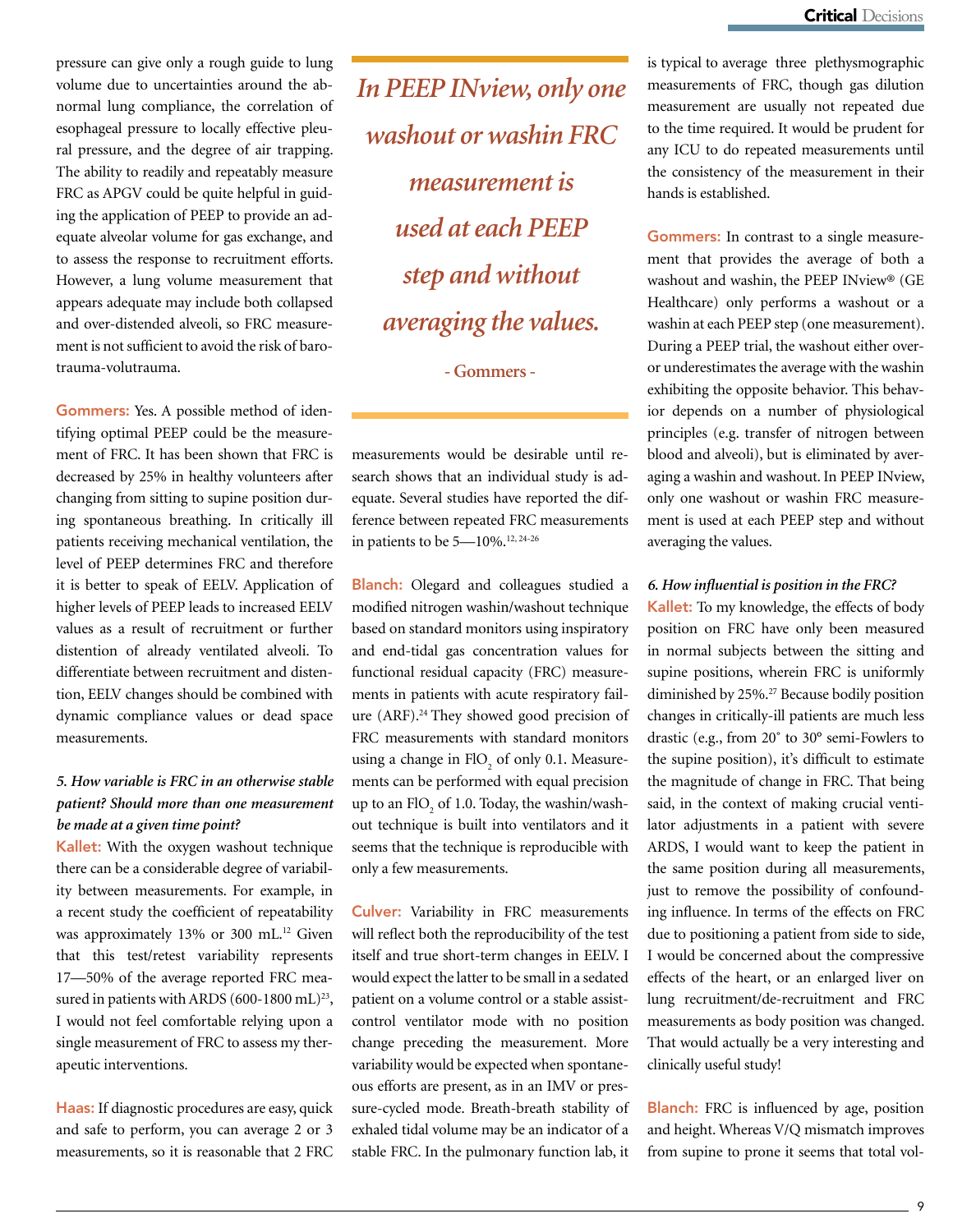pressure can give only a rough guide to lung volume due to uncertainties around the abnormal lung compliance, the correlation of esophageal pressure to locally effective pleural pressure, and the degree of air trapping. The ability to readily and repeatably measure FRC as APGV could be quite helpful in guiding the application of PEEP to provide an adequate alveolar volume for gas exchange, and to assess the response to recruitment efforts. However, a lung volume measurement that appears adequate may include both collapsed and over-distended alveoli, so FRC measurement is not sufficient to avoid the risk of barotrauma-volutrauma.

**Gommers:** Yes. A possible method of identifying optimal PEEP could be the measurement of FRC. It has been shown that FRC is decreased by 25% in healthy volunteers after changing from sitting to supine position during spontaneous breathing. In critically ill patients receiving mechanical ventilation, the level of PEEP determines FRC and therefore it is better to speak of EELV. Application of higher levels of PEEP leads to increased EELV values as a result of recruitment or further distention of already ventilated alveoli. To differentiate between recruitment and distention, EELV changes should be combined with dynamic compliance values or dead space measurements.

***5. How variable is FRC in an otherwise stable patient? Should more than one measurement be made at a given time point?***

**Kallet:** With the oxygen washout technique there can be a considerable degree of variability between measurements. For example, in a recent study the coefficient of repeatability was approximately 13% or 300 mL.[12] Given that this test/retest variability represents 17—50% of the average reported FRC measured in patients with ARDS (600-1800 mL)[23], I would not feel comfortable relying upon a single measurement of FRC to assess my therapeutic interventions.

**Haas:** If diagnostic procedures are easy, quick and safe to perform, you can average 2 or 3 measurements, so it is reasonable that 2 FRC measurements would be desirable until research shows that an individual study is adequate. Several studies have reported the difference between repeated FRC measurements in patients to be 5—10%.[12, 24-26]

> *In PEEP INview, only one washout or washin FRC measurement is used at each PEEP step and without averaging the values.*
>
> **- Gommers -**

**Blanch:** Olegard and colleagues studied a modified nitrogen washin/washout technique based on standard monitors using inspiratory and end-tidal gas concentration values for functional residual capacity (FRC) measurements in patients with acute respiratory failure (ARF).[24] They showed good precision of FRC measurements with standard monitors using a change in $FIO_2$ of only 0.1. Measurements can be performed with equal precision up to an $FIO_2$ of 1.0. Today, the washin/washout technique is built into ventilators and it seems that the technique is reproducible with only a few measurements.

**Culver:** Variability in FRC measurements will reflect both the reproducibility of the test itself and true short-term changes in EELV. I would expect the latter to be small in a sedated patient on a volume control or a stable assist-control ventilator mode with no position change preceding the measurement. More variability would be expected when spontaneous efforts are present, as in an IMV or pressure-cycled mode. Breath-breath stability of exhaled tidal volume may be an indicator of a stable FRC. In the pulmonary function lab, it is typical to average three plethysmographic measurements of FRC, though gas dilution measurement are usually not repeated due to the time required. It would be prudent for any ICU to do repeated measurements until the consistency of the measurement in their hands is established.

**Gommers:** In contrast to a single measurement that provides the average of both a washout and washin, the PEEP INview® (GE Healthcare) only performs a washout or a washin at each PEEP step (one measurement). During a PEEP trial, the washout either over- or underestimates the average with the washin exhibiting the opposite behavior. This behavior depends on a number of physiological principles (e.g. transfer of nitrogen between blood and alveoli), but is eliminated by averaging a washin and washout. In PEEP INview, only one washout or washin FRC measurement is used at each PEEP step and without averaging the values.

***6. How influential is position in the FRC?***

**Kallet:** To my knowledge, the effects of body position on FRC have only been measured in normal subjects between the sitting and supine positions, wherein FRC is uniformly diminished by 25%.[27] Because bodily position changes in critically-ill patients are much less drastic (e.g., from 20˚ to 30º semi-Fowlers to the supine position), it's difficult to estimate the magnitude of change in FRC. That being said, in the context of making crucial ventilator adjustments in a patient with severe ARDS, I would want to keep the patient in the same position during all measurements, just to remove the possibility of confounding influence. In terms of the effects on FRC due to positioning a patient from side to side, I would be concerned about the compressive effects of the heart, or an enlarged liver on lung recruitment/de-recruitment and FRC measurements as body position was changed. That would actually be a very interesting and clinically useful study!

**Blanch:** FRC is influenced by age, position and height. Whereas V/Q mismatch improves from supine to prone it seems that total vol-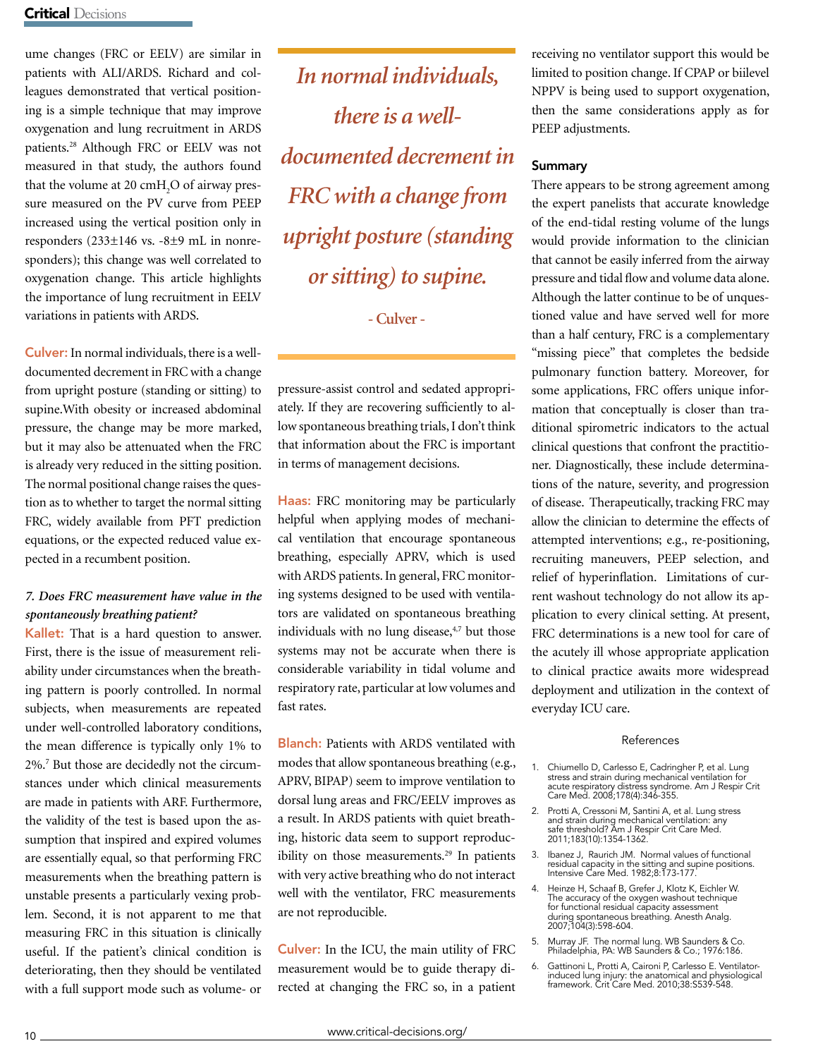ume changes (FRC or EELV) are similar in patients with ALI/ARDS. Richard and colleagues demonstrated that vertical positioning is a simple technique that may improve oxygenation and lung recruitment in ARDS patients.[28] Although FRC or EELV was not measured in that study, the authors found that the volume at 20 cm$H_2O$ of airway pressure measured on the PV curve from PEEP increased using the vertical position only in responders (233±146 vs. -8±9 mL in nonresponders); this change was well correlated to oxygenation change. This article highlights the importance of lung recruitment in EELV variations in patients with ARDS.

**Culver:** In normal individuals, there is a well-documented decrement in FRC with a change from upright posture (standing or sitting) to supine. With obesity or increased abdominal pressure, the change may be more marked, but it may also be attenuated when the FRC is already very reduced in the sitting position. The normal positional change raises the question as to whether to target the normal sitting FRC, widely available from PFT prediction equations, or the expected reduced value expected in a recumbent position.

> *In normal individuals, there is a well-documented decrement in FRC with a change from upright posture (standing or sitting) to supine.*
>
> \- Culver -

### *7. Does FRC measurement have value in the spontaneously breathing patient?*

**Kallet:** That is a hard question to answer. First, there is the issue of measurement reliability under circumstances when the breathing pattern is poorly controlled. In normal subjects, when measurements are repeated under well-controlled laboratory conditions, the mean difference is typically only 1% to 2%.[7] But those are decidedly not the circumstances under which clinical measurements are made in patients with ARF. Furthermore, the validity of the test is based upon the assumption that inspired and expired volumes are essentially equal, so that performing FRC measurements when the breathing pattern is unstable presents a particularly vexing problem. Second, it is not apparent to me that measuring FRC in this situation is clinically useful. If the patient's clinical condition is deteriorating, then they should be ventilated with a full support mode such as volume- or pressure-assist control and sedated appropriately. If they are recovering sufficiently to allow spontaneous breathing trials, I don't think that information about the FRC is important in terms of management decisions.

**Haas:** FRC monitoring may be particularly helpful when applying modes of mechanical ventilation that encourage spontaneous breathing, especially APRV, which is used with ARDS patients. In general, FRC monitoring systems designed to be used with ventilators are validated on spontaneous breathing individuals with no lung disease,[4,7] but those systems may not be accurate when there is considerable variability in tidal volume and respiratory rate, particular at low volumes and fast rates.

**Blanch:** Patients with ARDS ventilated with modes that allow spontaneous breathing (e.g., APRV, BIPAP) seem to improve ventilation to dorsal lung areas and FRC/EELV improves as a result. In ARDS patients with quiet breathing, historic data seem to support reproducibility on those measurements.[29] In patients with very active breathing who do not interact well with the ventilator, FRC measurements are not reproducible.

**Culver:** In the ICU, the main utility of FRC measurement would be to guide therapy directed at changing the FRC so, in a patient receiving no ventilator support this would be limited to position change. If CPAP or biilevel NPPV is being used to support oxygenation, then the same considerations apply as for PEEP adjustments.

## Summary

There appears to be strong agreement among the expert panelists that accurate knowledge of the end-tidal resting volume of the lungs would provide information to the clinician that cannot be easily inferred from the airway pressure and tidal flow and volume data alone. Although the latter continue to be of unquestioned value and have served well for more than a half century, FRC is a complementary "missing piece" that completes the bedside pulmonary function battery. Moreover, for some applications, FRC offers unique information that conceptually is closer than traditional spirometric indicators to the actual clinical questions that confront the practitioner. Diagnostically, these include determinations of the nature, severity, and progression of disease. Therapeutically, tracking FRC may allow the clinician to determine the effects of attempted interventions; e.g., re-positioning, recruiting maneuvers, PEEP selection, and relief of hyperinflation. Limitations of current washout technology do not allow its application to every clinical setting. At present, FRC determinations is a new tool for care of the acutely ill whose appropriate application to clinical practice awaits more widespread deployment and utilization in the context of everyday ICU care.

## References

1. Chiumello D, Carlesso E, Cadringher P, et al. Lung stress and strain during mechanical ventilation for acute respiratory distress syndrome. Am J Respir Crit Care Med. 2008;178(4):346-355.
2. Protti A, Cressoni M, Santini A, et al. Lung stress and strain during mechanical ventilation: any safe threshold? Am J Respir Crit Care Med. 2011;183(10):1354-1362.
3. Ibanez J, Raurich JM. Normal values of functional residual capacity in the sitting and supine positions. Intensive Care Med. 1982;8:173-177.
4. Heinze H, Schaaf B, Grefer J, Klotz K, Eichler W. The accuracy of the oxygen washout technique for functional residual capacity assessment during spontaneous breathing. Anesth Analg. 2007;104(3):598-604.
5. Murray JF. The normal lung. WB Saunders & Co. Philadelphia, PA: WB Saunders & Co.; 1976:186.
6. Gattinoni L, Protti A, Caironi P, Carlesso E. Ventilator-induced lung injury: the anatomical and physiological framework. Crit Care Med. 2010;38:S539-548.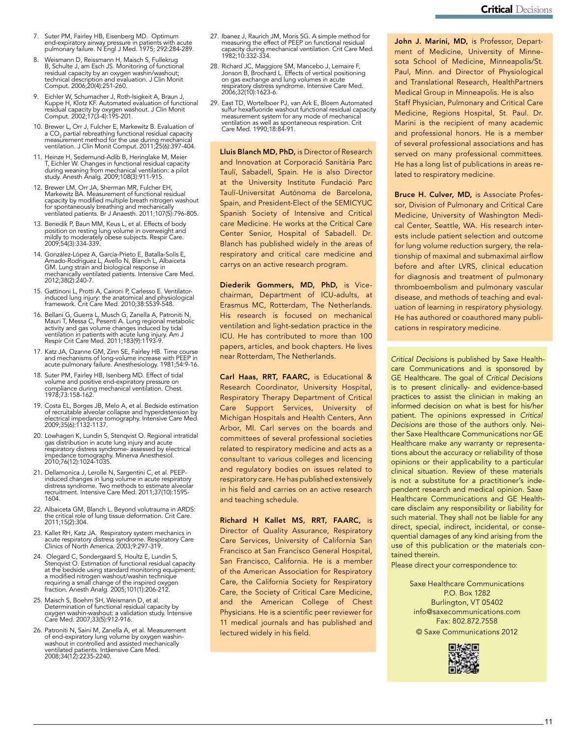7. Suter PM, Fairley HB, Eisenberg MD. Optimum end-expiratory airway pressure in patients with acute pulmonary failure. N Engl J Med. 1975; 292:284-289.
8. Weismann D, Reissmann H, Maisch S, Fullekrug B, Schulte J, am Esch JS. Monitoring of functional residual capacity by an oxygen washin/washout; technical description and evaluation. J Clin Monit Comput. 2006;20(4):251-260.
9. Eichler W, Schumacher J, Roth-Isigkeit A, Braun J, Kuppe H, Klotz KF. Automated evaluation of functional residual capacity by oxygen washout. J Clin Monit Comput. 2002;17(3-4):195-201.
10. Brewer L, Orr J, Fulcher E, Markewitz B. Evaluation of a $CO_2$ partial rebreathing functional residual capacity measurement method for the use during mechanical ventilation. J Clin Monit Comput. 2011;25(6):397-404.
11. Heinze H, Sedemund-Adib B, Heringlake M, Meier T, Eichler W. Changes in functional residual capacity during weaning from mechanical ventilation: a pilot study. Anesth Analg. 2009;108(3):911-915.
12. Brewer LM, Orr JA, Sherman MR, Fulcher EH, Markewitz BA. Measurement of functional residual capacity by modified multiple breath nitrogen washout for spontaneously breathing and mechanically ventilated patients. Br J Anaesth. 2011;107(5):796-805.
13. Benedik P, Baum MM, Keus L, et al. Effects of body position on resting lung volume in overweight and mildly to moderately obese subjects. Respir Care. 2009;54(3):334-339.
14. González-López A, García-Prieto E, Batalla-Solís E, Amado-Rodríguez L, Avello N, Blanch L, Albaiceta GM. Lung strain and biological response in mechanically ventilated patients. Intensive Care Med. 2012;38(2):240-7.
15. Gattinoni L, Protti A, Caironi P, Carlesso E. Ventilator-induced lung injury: the anatomical and physiological framework. Crit Care Med. 2010;38:S539-548.
16. Bellani G, Guerra L, Musch G, Zanella A, Patroniti N, Mauri T, Messa C, Pesenti A. Lung regional metabolic activity and gas volume changes induced by tidal ventilation in patients with acute lung injury. Am J Respir Crit Care Med. 2011;183(9):1193-9.
17. Katz JA, Ozanne GM, Zinn SE, Fairley HB. Time course and mechanisms of long-volume increase with PEEP in acute pulmonary failure. Anesthesiology. 1981;54:9-16.
18. Suter PM, Fairley HB, Isenberg MD. Effect of tidal volume and positive end-expiratory pressure on compliance during mechanical ventilation. Chest. 1978;73:158-162.
19. Costa EL, Borges JB, Melo A, et al. Bedside estimation of recruitable alveolar collapse and hyperdistension by electrical impedance tomography. Intensive Care Med. 2009;35(6):1132-1137.
20. Lowhagen K, Lundin S, Stenqvist O. Regional intratidal gas distribution in acute lung injury and acute respiratory distress syndrome- assessed by electrical impedance tomography. Minerva Anesthesiol. 2010;76(12):1024-1035.
21. Dellamonica J, Lerolle N, Sargentini C, et al. PEEP-induced changes in lung volume in acute respiratory distress syndrome. Two methods to estimate alveolar recruitment. Intensive Care Med. 2011;37(10):1595-1604.
22. Albaiceta GM, Blanch L. Beyond volutrauma in ARDS: the critical role of lung tissue deformation. Crit Care. 2011;15(2):304.
23. Kallet RH, Katz JA. Respiratory system mechanics in acute respiratory distress syndrome. Respiratory Care Clinics of North America. 2003;9:297-319.
24. Olegard C, Sondergaard S, Houltz E, Lundin S, Stenqvist O. Estimation of functional residual capacity at the bedside using standard monitoring equipment: a modified nitrogen washout/washin technique requiring a small change of the inspired oxygen fraction. Anesth Analg. 2005;101(1):206-212.
25. Maisch S, Boehm SH, Weismann D, et al. Determination of functional residual capacity by oxygen washin-washout: a validation study. Intensive Care Med. 2007;33(5):912-916.
26. Patroniti N, Saini M, Zanella A, et al. Measurement of end-expiratory lung volume by oxygen washin-washout in controlled and assisted mechanically ventilated patients. Intâensive Care Med. 2008;34(12):2235-2240.
27. Ibanez J, Raurich JM, Moris SG. A simple method for measuring the effect of PEEP on functional residual capacity during mechanical ventilation. Crit Care Med. 1982;10:332-334.
28. Richard JC, Maggiore SM, Mancebo J, Lemaire F, Jonson B, Brochard L. Effects of vertical positioning on gas exchange and lung volumes in acute respiratory distress syndrome. Intensive Care Med. 2006;32(10):1623-6.
29. East TD, Wortelboer PJ, van Ark E, Bloem Automated sulfur hexafluoride washout functional residual capacity measurement system for any mode of mechanical ventilation as well as spontaneous respiration. Crit Care Med. 1990;18:84-91.

**Lluis Blanch MD, PhD,** is Director of Research and Innovation at Corporació Sanitària Parc Taulí, Sabadell, Spain. He is also Director at the University Institute Fundació Parc Taulí-Universitat Autónoma de Barcelona, Spain, and President-Elect of the SEMICYUC Spanish Society of Intensive and Critical care Medicine. He works at the Critical Care Center Senior, Hospital of Sabadell. Dr. Blanch has published widely in the areas of respiratory and critical care medicine and carrys on an active research program.

**Diederik Gommers, MD, PhD,** is Vice-chairman, Department of ICU-adults, at Erasmus MC, Rotterdam, The Netherlands. His research is focused on mechanical ventilation and light-sedation practice in the ICU. He has contributed to more than 100 papers, articles, and book chapters. He lives near Rotterdam, The Netherlands.

**Carl Haas, RRT, FAARC,** is Educational & Research Coordinator, University Hospital, Respiratory Therapy Department of Critical Care Support Services, University of Michigan Hospitals and Health Centers, Ann Arbor, MI. Carl serves on the boards and committees of several professional societies related to respiratory medicine and acts as a consultant to various colleges and licencing and regulatory bodies on issues related to respiratory care. He has published extensively in his field and carries on an active research and teaching schedule.

**Richard H Kallet MS, RRT, FAARC,** is Director of Quality Assurance, Respiratory Care Services, University of California San Francisco at San Francisco General Hospital, San Francisco, California. He is a member of the American Association for Respiratory Care, the California Society for Respiratory Care, the Society of Critical Care Medicine, and the American College of Chest Physicians. He is a scientific peer reviewer for 11 medical journals and has published and lectured widely in his field.

**John J. Marini, MD,** is Professor, Department of Medicine, University of Minnesota School of Medicine, Minneapolis/St. Paul, Minn. and Director of Physiological and Translational Research, HealthPartners Medical Group in Minneapolis. He is also Staff Physician, Pulmonary and Critical Care Medicine, Regions Hospital, St. Paul. Dr. Marini is the recipient of many academic and professional honors. He is a member of several professional associations and has served on many professional committees. He has a long list of publications in areas related to respiratory medicine.

**Bruce H. Culver, MD,** is Associate Professor, Division of Pulmonary and Critical Care Medicine, University of Washington Medical Center, Seattle, WA. His research interests include patient selection and outcome for lung volume reduction surgery, the relationship of maximal and submaximal airflow before and after LVRS, clinical education for diagnosis and treatment of pulmonary thromboembolism and pulmonary vascular disease, and methods of teaching and evaluation of learning in respiratory physiology. He has authored or coauthored many publications in respiratory medicine.

*Critical Decisions* is published by Saxe Healthcare Communications and is sponsored by GE Healthcare. The goal of *Critical Decisions* is to present clinically- and evidence-based practices to assist the clinician in making an informed decision on what is best for his/her patient. The opinions expressed in *Critical Decisions* are those of the authors only. Neither Saxe Healthcare Communications nor GE Healthcare make any warranty or representations about the accuracy or reliability of those opinions or their applicability to a particular clinical situation. Review of these materials is not a substitute for a practitioner's independent research and medical opinion. Saxe Healthcare Communications and GE Healthcare disclaim any responsibility or liability for such material. They shall not be liable for any direct, special, indirect, incidental, or consequential damages of any kind arising from the use of this publication or the materials contained therein.

Please direct your correspondence to:

Saxe Healthcare Communications
P.O. Box 1282
Burlington, VT 05402
info@saxecommunications.com
Fax: 802.872.7558
© Saxe Communications 2012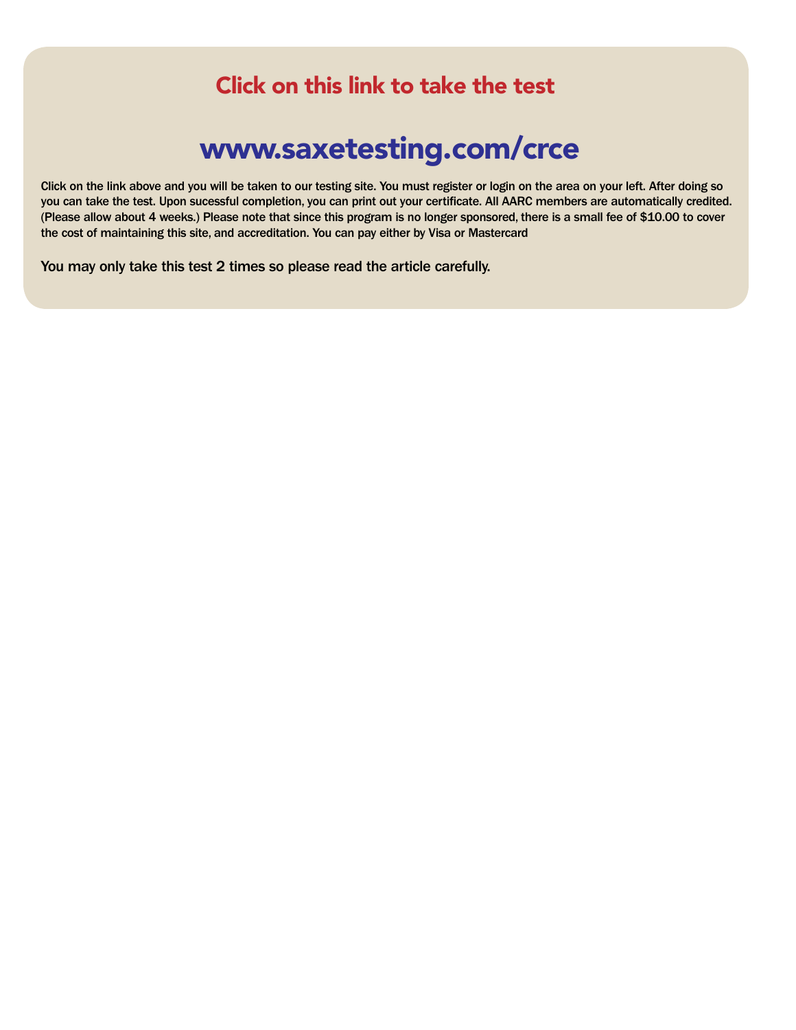## Click on this link to take the test

# www.saxetesting.com/crce

Click on the link above and you will be taken to our testing site. You must register or login on the area on your left. After doing so you can take the test. Upon sucessful completion, you can print out your certificate. All AARC members are automatically credited. (Please allow about 4 weeks.) Please note that since this program is no longer sponsored, there is a small fee of $10.00 to cover the cost of maintaining this site, and accreditation. You can pay either by Visa or Mastercard

You may only take this test 2 times so please read the article carefully.